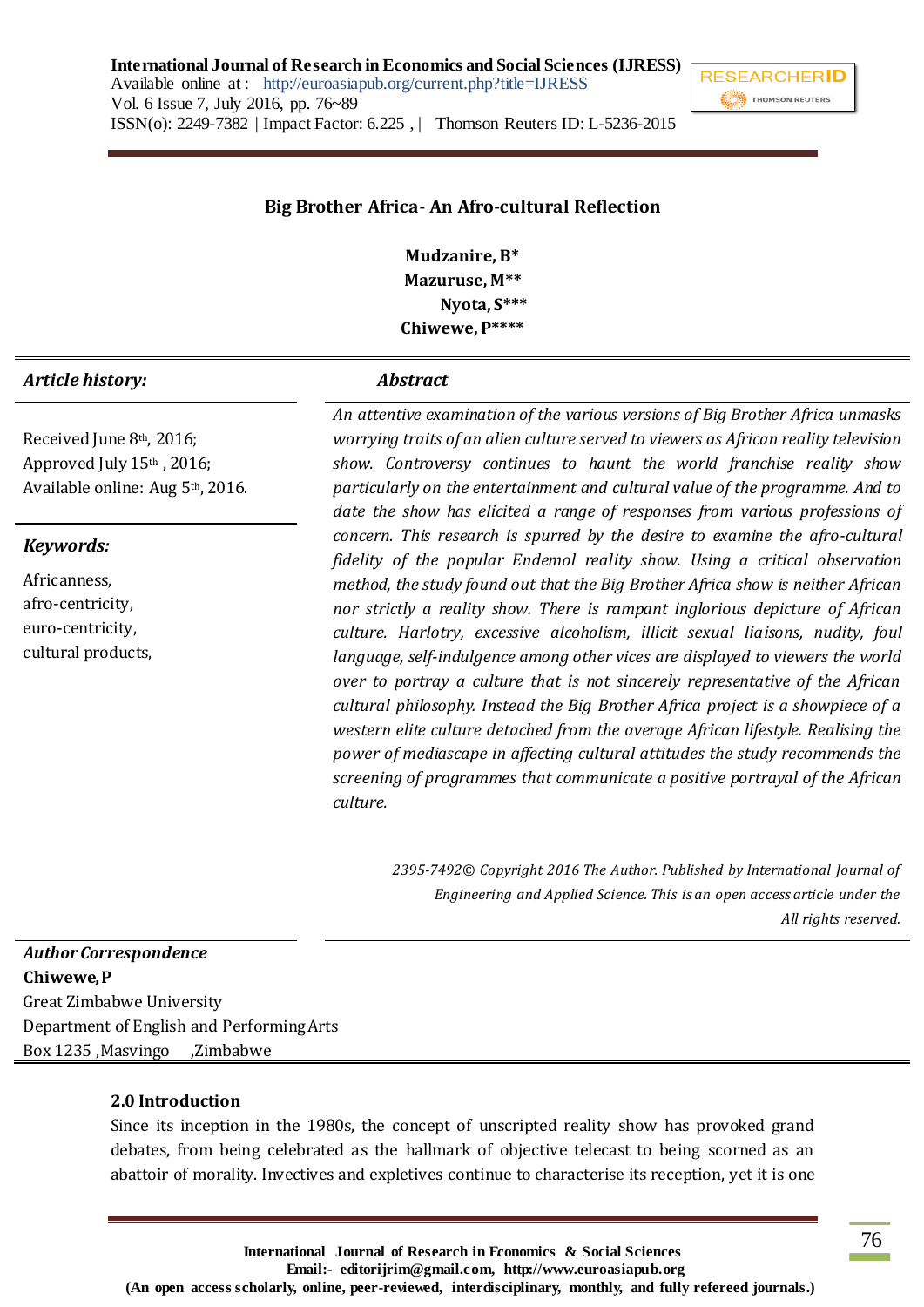# Big Brother Africa- An Afro-cultural Reflection

**Mudzanire, B***
**Mazuruse, M****
**Nyota, S*****
**Chiwewe, P******

***Article history:***

Received June 8th, 2016;
Approved July 15th , 2016;
Available online: Aug 5th, 2016.

***Keywords:***

Africanness,
afro-centricity,
euro-centricity,
cultural products,

***Abstract***

*An attentive examination of the various versions of Big Brother Africa unmasks worrying traits of an alien culture served to viewers as African reality television show. Controversy continues to haunt the world franchise reality show particularly on the entertainment and cultural value of the programme. And to date the show has elicited a range of responses from various professions of concern. This research is spurred by the desire to examine the afro-cultural fidelity of the popular Endemol reality show. Using a critical observation method, the study found out that the Big Brother Africa show is neither African nor strictly a reality show. There is rampant inglorious depicture of African culture. Harlotry, excessive alcoholism, illicit sexual liaisons, nudity, foul language, self-indulgence among other vices are displayed to viewers the world over to portray a culture that is not sincerely representative of the African cultural philosophy. Instead the Big Brother Africa project is a showpiece of a western elite culture detached from the average African lifestyle. Realising the power of mediascape in affecting cultural attitudes the study recommends the screening of programmes that communicate a positive portrayal of the African culture.*

*2395-7492© Copyright 2016 The Author. Published by International Journal of Engineering and Applied Science. This is an open access article under the All rights reserved.*

***Author Correspondence***
**Chiwewe, P**
Great Zimbabwe University
Department of English and Performing Arts
Box 1235 ,Masvingo ,Zimbabwe

## 2.0 Introduction

Since its inception in the 1980s, the concept of unscripted reality show has provoked grand debates, from being celebrated as the hallmark of objective telecast to being scorned as an abattoir of morality. Invectives and expletives continue to characterise its reception, yet it is one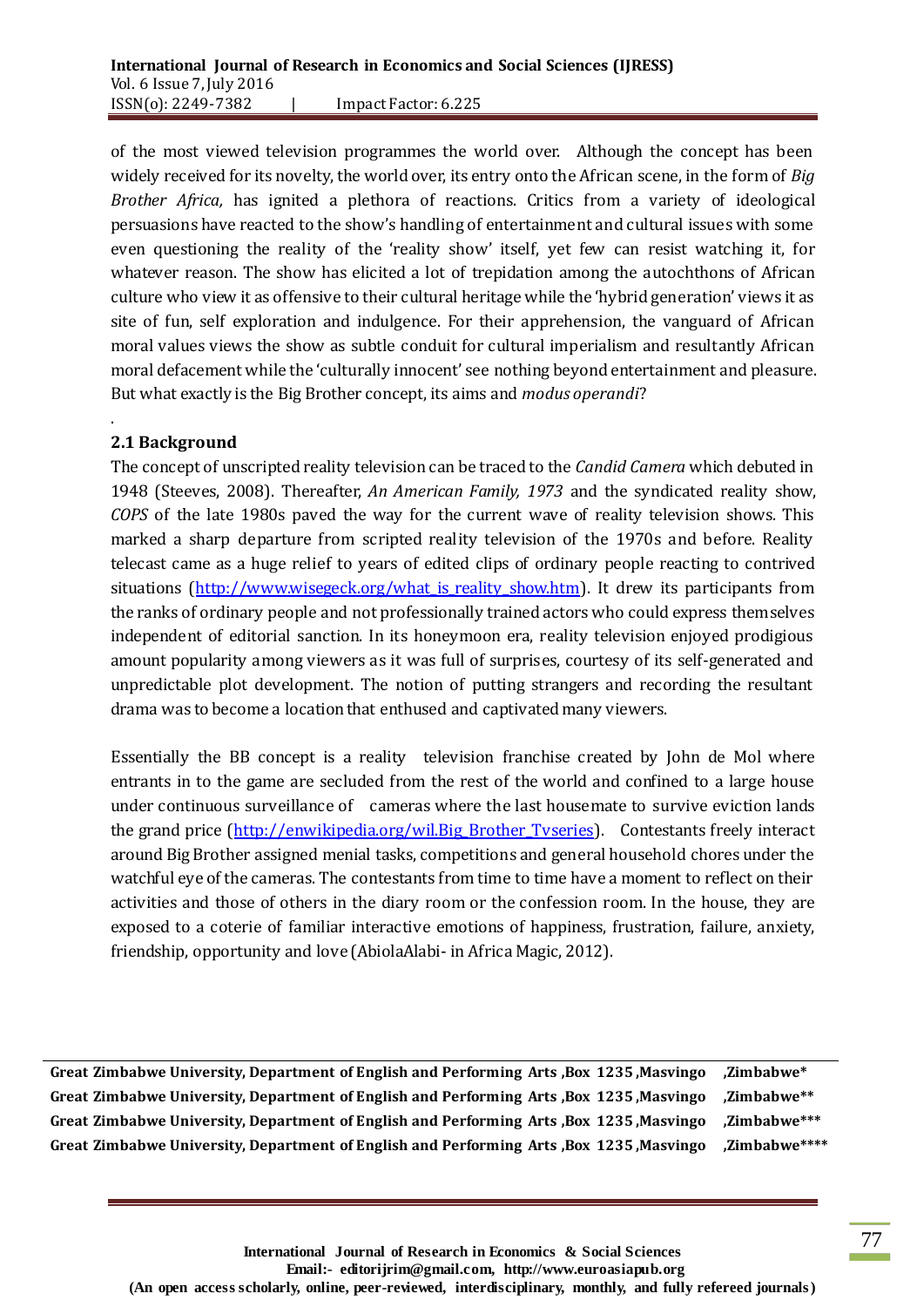of the most viewed television programmes the world over. Although the concept has been widely received for its novelty, the world over, its entry onto the African scene, in the form of *Big Brother Africa,* has ignited a plethora of reactions. Critics from a variety of ideological persuasions have reacted to the show's handling of entertainment and cultural issues with some even questioning the reality of the 'reality show' itself, yet few can resist watching it, for whatever reason. The show has elicited a lot of trepidation among the autochthons of African culture who view it as offensive to their cultural heritage while the 'hybrid generation' views it as site of fun, self exploration and indulgence. For their apprehension, the vanguard of African moral values views the show as subtle conduit for cultural imperialism and resultantly African moral defacement while the 'culturally innocent' see nothing beyond entertainment and pleasure. But what exactly is the Big Brother concept, its aims and *modus operandi*?

.

### 2.1 Background

The concept of unscripted reality television can be traced to the *Candid Camera* which debuted in 1948 (Steeves, 2008). Thereafter, *An American Family, 1973* and the syndicated reality show, *COPS* of the late 1980s paved the way for the current wave of reality television shows. This marked a sharp departure from scripted reality television of the 1970s and before. Reality telecast came as a huge relief to years of edited clips of ordinary people reacting to contrived situations (http://www.wisegeck.org/what_is_reality_show.htm). It drew its participants from the ranks of ordinary people and not professionally trained actors who could express themselves independent of editorial sanction. In its honeymoon era, reality television enjoyed prodigious amount popularity among viewers as it was full of surprises, courtesy of its self-generated and unpredictable plot development. The notion of putting strangers and recording the resultant drama was to become a location that enthused and captivated many viewers.

Essentially the BB concept is a reality television franchise created by John de Mol where entrants in to the game are secluded from the rest of the world and confined to a large house under continuous surveillance of cameras where the last housemate to survive eviction lands the grand price (http://enwikipedia.org/wil.Big_Brother_Tvseries). Contestants freely interact around Big Brother assigned menial tasks, competitions and general household chores under the watchful eye of the cameras. The contestants from time to time have a moment to reflect on their activities and those of others in the diary room or the confession room. In the house, they are exposed to a coterie of familiar interactive emotions of happiness, frustration, failure, anxiety, friendship, opportunity and love (AbiolaAlabi- in Africa Magic, 2012).

Great Zimbabwe University, Department of English and Performing Arts ,Box 1235 ,Masvingo ,Zimbabwe*
Great Zimbabwe University, Department of English and Performing Arts ,Box 1235 ,Masvingo ,Zimbabwe**
Great Zimbabwe University, Department of English and Performing Arts ,Box 1235 ,Masvingo ,Zimbabwe***
Great Zimbabwe University, Department of English and Performing Arts ,Box 1235 ,Masvingo ,Zimbabwe****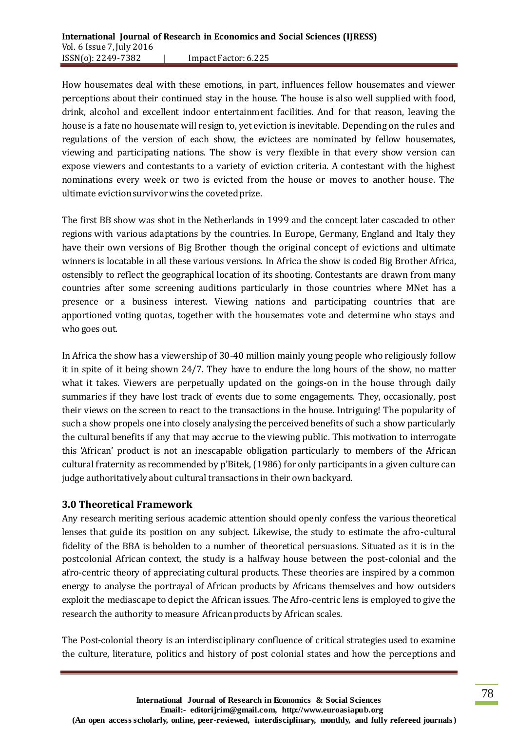How housemates deal with these emotions, in part, influences fellow housemates and viewer perceptions about their continued stay in the house. The house is also well supplied with food, drink, alcohol and excellent indoor entertainment facilities. And for that reason, leaving the house is a fate no housemate will resign to, yet eviction is inevitable. Depending on the rules and regulations of the version of each show, the evictees are nominated by fellow housemates, viewing and participating nations. The show is very flexible in that every show version can expose viewers and contestants to a variety of eviction criteria. A contestant with the highest nominations every week or two is evicted from the house or moves to another house. The ultimate eviction survivor wins the coveted prize.

The first BB show was shot in the Netherlands in 1999 and the concept later cascaded to other regions with various adaptations by the countries. In Europe, Germany, England and Italy they have their own versions of Big Brother though the original concept of evictions and ultimate winners is locatable in all these various versions. In Africa the show is coded Big Brother Africa, ostensibly to reflect the geographical location of its shooting. Contestants are drawn from many countries after some screening auditions particularly in those countries where MNet has a presence or a business interest. Viewing nations and participating countries that are apportioned voting quotas, together with the housemates vote and determine who stays and who goes out.

In Africa the show has a viewership of 30-40 million mainly young people who religiously follow it in spite of it being shown 24/7. They have to endure the long hours of the show, no matter what it takes. Viewers are perpetually updated on the goings-on in the house through daily summaries if they have lost track of events due to some engagements. They, occasionally, post their views on the screen to react to the transactions in the house. Intriguing! The popularity of such a show propels one into closely analysing the perceived benefits of such a show particularly the cultural benefits if any that may accrue to the viewing public. This motivation to interrogate this 'African' product is not an inescapable obligation particularly to members of the African cultural fraternity as recommended by p'Bitek, (1986) for only participants in a given culture can judge authoritatively about cultural transactions in their own backyard.

### 3.0 Theoretical Framework

Any research meriting serious academic attention should openly confess the various theoretical lenses that guide its position on any subject. Likewise, the study to estimate the afro-cultural fidelity of the BBA is beholden to a number of theoretical persuasions. Situated as it is in the postcolonial African context, the study is a halfway house between the post-colonial and the afro-centric theory of appreciating cultural products. These theories are inspired by a common energy to analyse the portrayal of African products by Africans themselves and how outsiders exploit the mediascape to depict the African issues. The Afro-centric lens is employed to give the research the authority to measure African products by African scales.

The Post-colonial theory is an interdisciplinary confluence of critical strategies used to examine the culture, literature, politics and history of post colonial states and how the perceptions and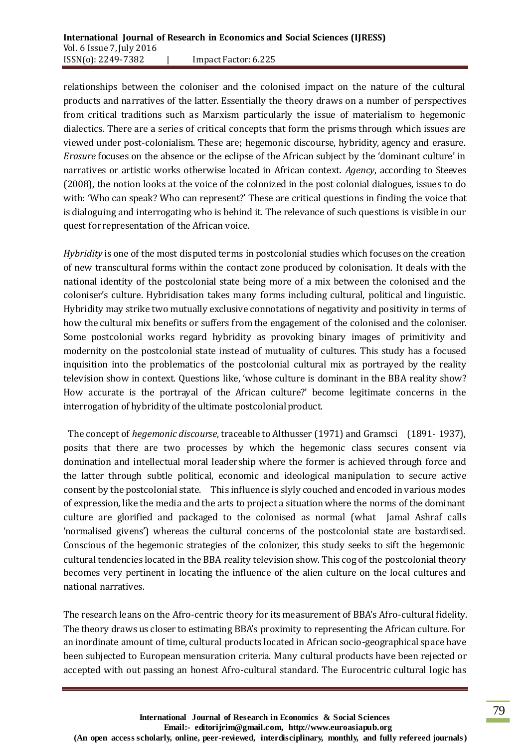relationships between the coloniser and the colonised impact on the nature of the cultural products and narratives of the latter. Essentially the theory draws on a number of perspectives from critical traditions such as Marxism particularly the issue of materialism to hegemonic dialectics. There are a series of critical concepts that form the prisms through which issues are viewed under post-colonialism. These are; hegemonic discourse, hybridity, agency and erasure. *Erasure* focuses on the absence or the eclipse of the African subject by the 'dominant culture' in narratives or artistic works otherwise located in African context. *Agency*, according to Steeves (2008), the notion looks at the voice of the colonized in the post colonial dialogues, issues to do with: 'Who can speak? Who can represent?' These are critical questions in finding the voice that is dialoguing and interrogating who is behind it. The relevance of such questions is visible in our quest for representation of the African voice.

*Hybridity* is one of the most disputed terms in postcolonial studies which focuses on the creation of new transcultural forms within the contact zone produced by colonisation. It deals with the national identity of the postcolonial state being more of a mix between the colonised and the coloniser's culture. Hybridisation takes many forms including cultural, political and linguistic. Hybridity may strike two mutually exclusive connotations of negativity and positivity in terms of how the cultural mix benefits or suffers from the engagement of the colonised and the coloniser. Some postcolonial works regard hybridity as provoking binary images of primitivity and modernity on the postcolonial state instead of mutuality of cultures. This study has a focused inquisition into the problematics of the postcolonial cultural mix as portrayed by the reality television show in context. Questions like, 'whose culture is dominant in the BBA reality show? How accurate is the portrayal of the African culture?' become legitimate concerns in the interrogation of hybridity of the ultimate postcolonial product.

The concept of *hegemonic discourse*, traceable to Althusser (1971) and Gramsci (1891- 1937), posits that there are two processes by which the hegemonic class secures consent via domination and intellectual moral leadership where the former is achieved through force and the latter through subtle political, economic and ideological manipulation to secure active consent by the postcolonial state. This influence is slyly couched and encoded in various modes of expression, like the media and the arts to project a situation where the norms of the dominant culture are glorified and packaged to the colonised as normal (what Jamal Ashraf calls 'normalised givens') whereas the cultural concerns of the postcolonial state are bastardised. Conscious of the hegemonic strategies of the colonizer, this study seeks to sift the hegemonic cultural tendencies located in the BBA reality television show. This cog of the postcolonial theory becomes very pertinent in locating the influence of the alien culture on the local cultures and national narratives.

The research leans on the Afro-centric theory for its measurement of BBA's Afro-cultural fidelity. The theory draws us closer to estimating BBA's proximity to representing the African culture. For an inordinate amount of time, cultural products located in African socio-geographical space have been subjected to European mensuration criteria. Many cultural products have been rejected or accepted with out passing an honest Afro-cultural standard. The Eurocentric cultural logic has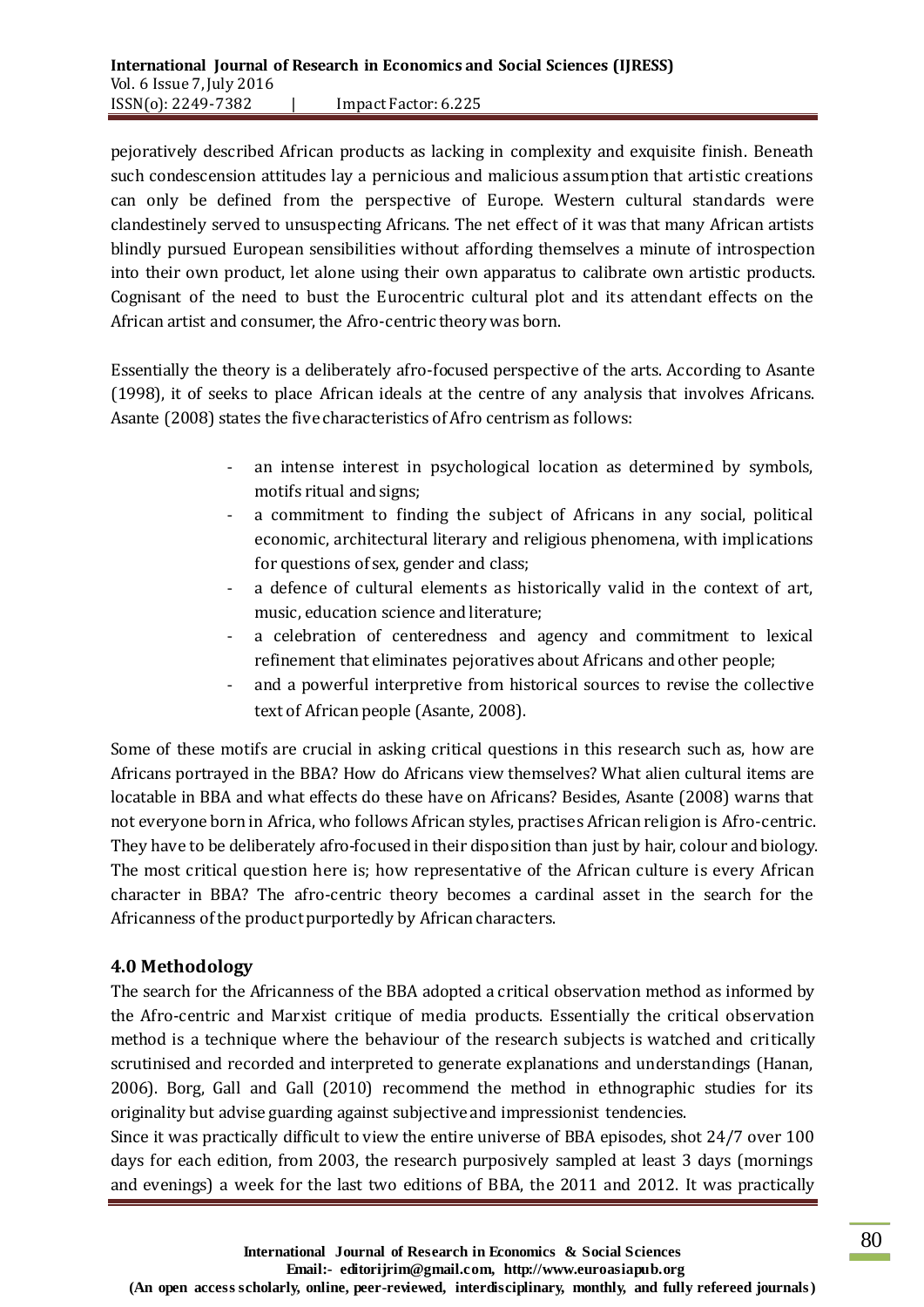pejoratively described African products as lacking in complexity and exquisite finish. Beneath such condescension attitudes lay a pernicious and malicious assumption that artistic creations can only be defined from the perspective of Europe. Western cultural standards were clandestinely served to unsuspecting Africans. The net effect of it was that many African artists blindly pursued European sensibilities without affording themselves a minute of introspection into their own product, let alone using their own apparatus to calibrate own artistic products. Cognisant of the need to bust the Eurocentric cultural plot and its attendant effects on the African artist and consumer, the Afro-centric theory was born.

Essentially the theory is a deliberately afro-focused perspective of the arts. According to Asante (1998), it of seeks to place African ideals at the centre of any analysis that involves Africans. Asante (2008) states the five characteristics of Afro centrism as follows:

- an intense interest in psychological location as determined by symbols, motifs ritual and signs;
- a commitment to finding the subject of Africans in any social, political economic, architectural literary and religious phenomena, with implications for questions of sex, gender and class;
- a defence of cultural elements as historically valid in the context of art, music, education science and literature;
- a celebration of centeredness and agency and commitment to lexical refinement that eliminates pejoratives about Africans and other people;
- and a powerful interpretive from historical sources to revise the collective text of African people (Asante, 2008).

Some of these motifs are crucial in asking critical questions in this research such as, how are Africans portrayed in the BBA? How do Africans view themselves? What alien cultural items are locatable in BBA and what effects do these have on Africans? Besides, Asante (2008) warns that not everyone born in Africa, who follows African styles, practises African religion is Afro-centric. They have to be deliberately afro-focused in their disposition than just by hair, colour and biology. The most critical question here is; how representative of the African culture is every African character in BBA? The afro-centric theory becomes a cardinal asset in the search for the Africanness of the product purportedly by African characters.

## 4.0 Methodology

The search for the Africanness of the BBA adopted a critical observation method as informed by the Afro-centric and Marxist critique of media products. Essentially the critical observation method is a technique where the behaviour of the research subjects is watched and critically scrutinised and recorded and interpreted to generate explanations and understandings (Hanan, 2006). Borg, Gall and Gall (2010) recommend the method in ethnographic studies for its originality but advise guarding against subjective and impressionist tendencies.

Since it was practically difficult to view the entire universe of BBA episodes, shot 24/7 over 100 days for each edition, from 2003, the research purposively sampled at least 3 days (mornings and evenings) a week for the last two editions of BBA, the 2011 and 2012. It was practically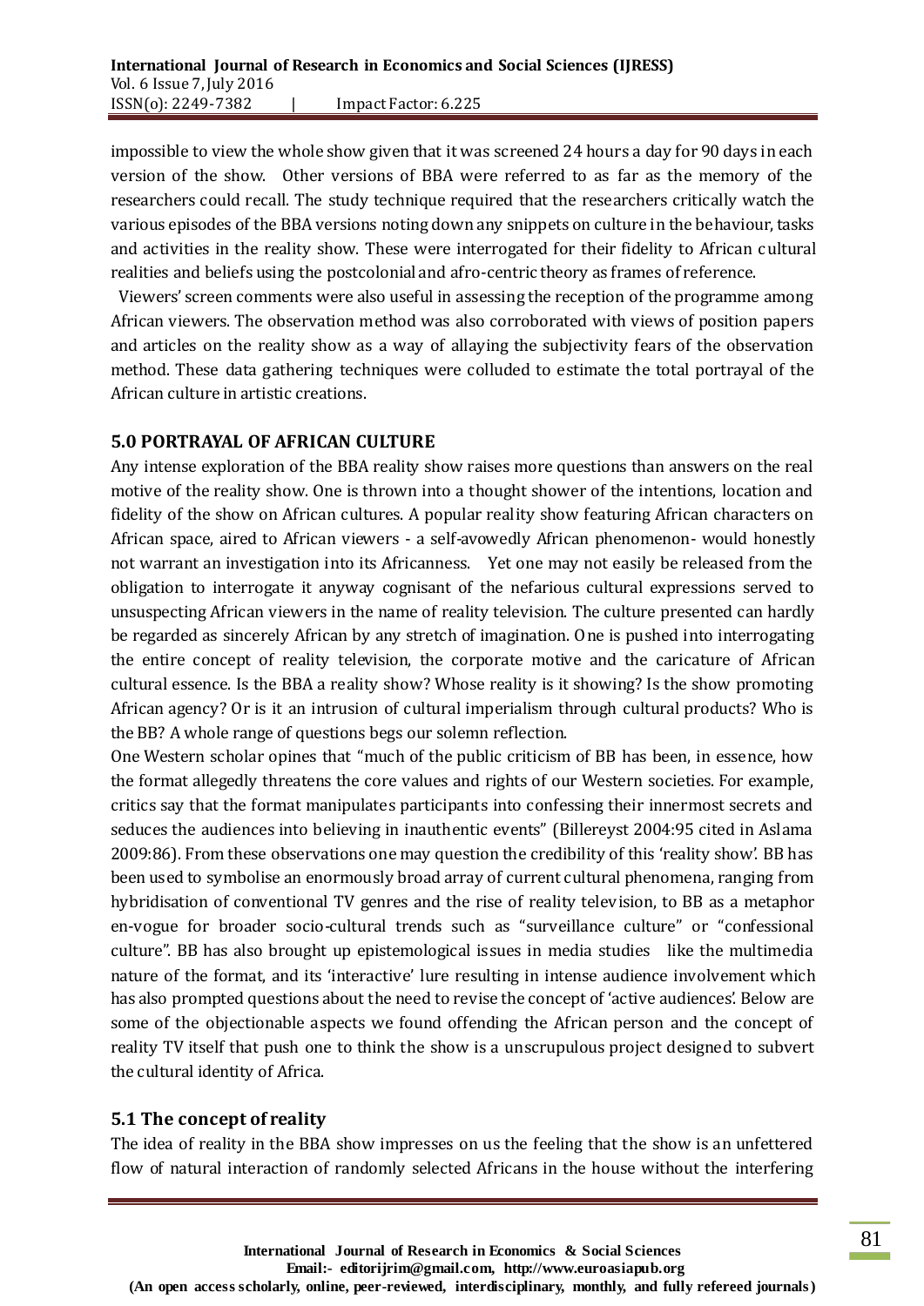impossible to view the whole show given that it was screened 24 hours a day for 90 days in each version of the show. Other versions of BBA were referred to as far as the memory of the researchers could recall. The study technique required that the researchers critically watch the various episodes of the BBA versions noting down any snippets on culture in the behaviour, tasks and activities in the reality show. These were interrogated for their fidelity to African cultural realities and beliefs using the postcolonial and afro-centric theory as frames of reference.

Viewers' screen comments were also useful in assessing the reception of the programme among African viewers. The observation method was also corroborated with views of position papers and articles on the reality show as a way of allaying the subjectivity fears of the observation method. These data gathering techniques were colluded to estimate the total portrayal of the African culture in artistic creations.

## 5.0 PORTRAYAL OF AFRICAN CULTURE

Any intense exploration of the BBA reality show raises more questions than answers on the real motive of the reality show. One is thrown into a thought shower of the intentions, location and fidelity of the show on African cultures. A popular reality show featuring African characters on African space, aired to African viewers - a self-avowedly African phenomenon- would honestly not warrant an investigation into its Africanness. Yet one may not easily be released from the obligation to interrogate it anyway cognisant of the nefarious cultural expressions served to unsuspecting African viewers in the name of reality television. The culture presented can hardly be regarded as sincerely African by any stretch of imagination. One is pushed into interrogating the entire concept of reality television, the corporate motive and the caricature of African cultural essence. Is the BBA a reality show? Whose reality is it showing? Is the show promoting African agency? Or is it an intrusion of cultural imperialism through cultural products? Who is the BB? A whole range of questions begs our solemn reflection.

One Western scholar opines that "much of the public criticism of BB has been, in essence, how the format allegedly threatens the core values and rights of our Western societies. For example, critics say that the format manipulates participants into confessing their innermost secrets and seduces the audiences into believing in inauthentic events" (Billereyst 2004:95 cited in Aslama 2009:86). From these observations one may question the credibility of this 'reality show'. BB has been used to symbolise an enormously broad array of current cultural phenomena, ranging from hybridisation of conventional TV genres and the rise of reality television, to BB as a metaphor en-vogue for broader socio-cultural trends such as "surveillance culture" or "confessional culture". BB has also brought up epistemological issues in media studies like the multimedia nature of the format, and its 'interactive' lure resulting in intense audience involvement which has also prompted questions about the need to revise the concept of 'active audiences'. Below are some of the objectionable aspects we found offending the African person and the concept of reality TV itself that push one to think the show is a unscrupulous project designed to subvert the cultural identity of Africa.

### 5.1 The concept of reality

The idea of reality in the BBA show impresses on us the feeling that the show is an unfettered flow of natural interaction of randomly selected Africans in the house without the interfering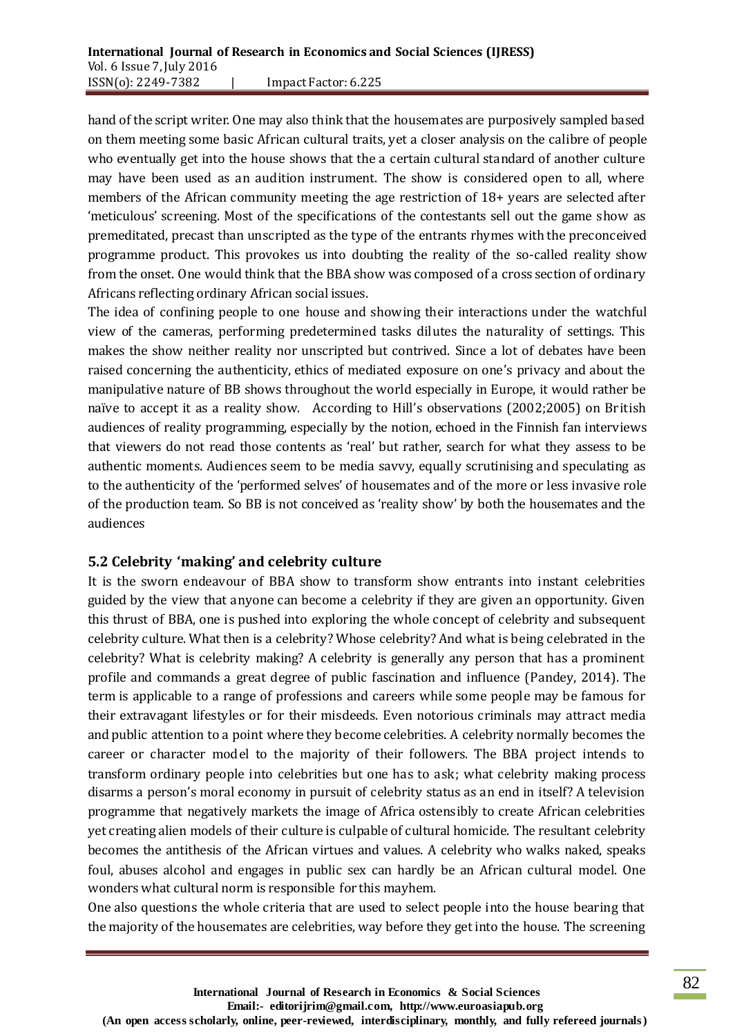hand of the script writer. One may also think that the housemates are purposively sampled based on them meeting some basic African cultural traits, yet a closer analysis on the calibre of people who eventually get into the house shows that the a certain cultural standard of another culture may have been used as an audition instrument. The show is considered open to all, where members of the African community meeting the age restriction of 18+ years are selected after 'meticulous' screening. Most of the specifications of the contestants sell out the game show as premeditated, precast than unscripted as the type of the entrants rhymes with the preconceived programme product. This provokes us into doubting the reality of the so-called reality show from the onset. One would think that the BBA show was composed of a cross section of ordinary Africans reflecting ordinary African social issues.

The idea of confining people to one house and showing their interactions under the watchful view of the cameras, performing predetermined tasks dilutes the naturality of settings. This makes the show neither reality nor unscripted but contrived. Since a lot of debates have been raised concerning the authenticity, ethics of mediated exposure on one's privacy and about the manipulative nature of BB shows throughout the world especially in Europe, it would rather be naïve to accept it as a reality show. According to Hill's observations (2002;2005) on British audiences of reality programming, especially by the notion, echoed in the Finnish fan interviews that viewers do not read those contents as 'real' but rather, search for what they assess to be authentic moments. Audiences seem to be media savvy, equally scrutinising and speculating as to the authenticity of the 'performed selves' of housemates and of the more or less invasive role of the production team. So BB is not conceived as 'reality show' by both the housemates and the audiences

## 5.2 Celebrity 'making' and celebrity culture

It is the sworn endeavour of BBA show to transform show entrants into instant celebrities guided by the view that anyone can become a celebrity if they are given an opportunity. Given this thrust of BBA, one is pushed into exploring the whole concept of celebrity and subsequent celebrity culture. What then is a celebrity? Whose celebrity? And what is being celebrated in the celebrity? What is celebrity making? A celebrity is generally any person that has a prominent profile and commands a great degree of public fascination and influence (Pandey, 2014). The term is applicable to a range of professions and careers while some people may be famous for their extravagant lifestyles or for their misdeeds. Even notorious criminals may attract media and public attention to a point where they become celebrities. A celebrity normally becomes the career or character model to the majority of their followers. The BBA project intends to transform ordinary people into celebrities but one has to ask; what celebrity making process disarms a person's moral economy in pursuit of celebrity status as an end in itself? A television programme that negatively markets the image of Africa ostensibly to create African celebrities yet creating alien models of their culture is culpable of cultural homicide. The resultant celebrity becomes the antithesis of the African virtues and values. A celebrity who walks naked, speaks foul, abuses alcohol and engages in public sex can hardly be an African cultural model. One wonders what cultural norm is responsible for this mayhem.

One also questions the whole criteria that are used to select people into the house bearing that the majority of the housemates are celebrities, way before they get into the house. The screening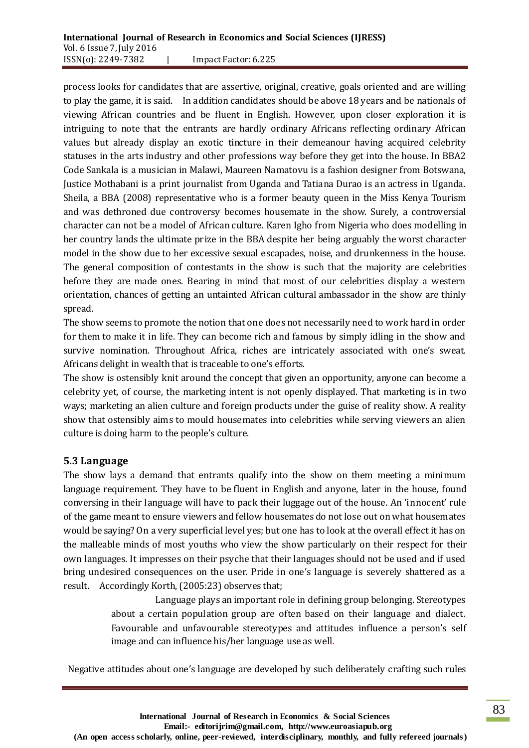process looks for candidates that are assertive, original, creative, goals oriented and are willing to play the game, it is said. In addition candidates should be above 18 years and be nationals of viewing African countries and be fluent in English. However, upon closer exploration it is intriguing to note that the entrants are hardly ordinary Africans reflecting ordinary African values but already display an exotic tincture in their demeanour having acquired celebrity statuses in the arts industry and other professions way before they get into the house. In BBA2 Code Sankala is a musician in Malawi, Maureen Namatovu is a fashion designer from Botswana, Justice Mothabani is a print journalist from Uganda and Tatiana Durao is an actress in Uganda. Sheila, a BBA (2008) representative who is a former beauty queen in the Miss Kenya Tourism and was dethroned due controversy becomes housemate in the show. Surely, a controversial character can not be a model of African culture. Karen Igho from Nigeria who does modelling in her country lands the ultimate prize in the BBA despite her being arguably the worst character model in the show due to her excessive sexual escapades, noise, and drunkenness in the house. The general composition of contestants in the show is such that the majority are celebrities before they are made ones. Bearing in mind that most of our celebrities display a western orientation, chances of getting an untainted African cultural ambassador in the show are thinly spread.

The show seems to promote the notion that one does not necessarily need to work hard in order for them to make it in life. They can become rich and famous by simply idling in the show and survive nomination. Throughout Africa, riches are intricately associated with one's sweat. Africans delight in wealth that is traceable to one's efforts.

The show is ostensibly knit around the concept that given an opportunity, anyone can become a celebrity yet, of course, the marketing intent is not openly displayed. That marketing is in two ways; marketing an alien culture and foreign products under the guise of reality show. A reality show that ostensibly aims to mould housemates into celebrities while serving viewers an alien culture is doing harm to the people's culture.

### 5.3 Language

The show lays a demand that entrants qualify into the show on them meeting a minimum language requirement. They have to be fluent in English and anyone, later in the house, found conversing in their language will have to pack their luggage out of the house. An 'innocent' rule of the game meant to ensure viewers and fellow housemates do not lose out on what housemates would be saying? On a very superficial level yes; but one has to look at the overall effect it has on the malleable minds of most youths who view the show particularly on their respect for their own languages. It impresses on their psyche that their languages should not be used and if used bring undesired consequences on the user. Pride in one's language is severely shattered as a result. Accordingly Korth, (2005:23) observes that;

> Language plays an important role in defining group belonging. Stereotypes about a certain population group are often based on their language and dialect. Favourable and unfavourable stereotypes and attitudes influence a person's self image and can influence his/her language use as well.

Negative attitudes about one's language are developed by such deliberately crafting such rules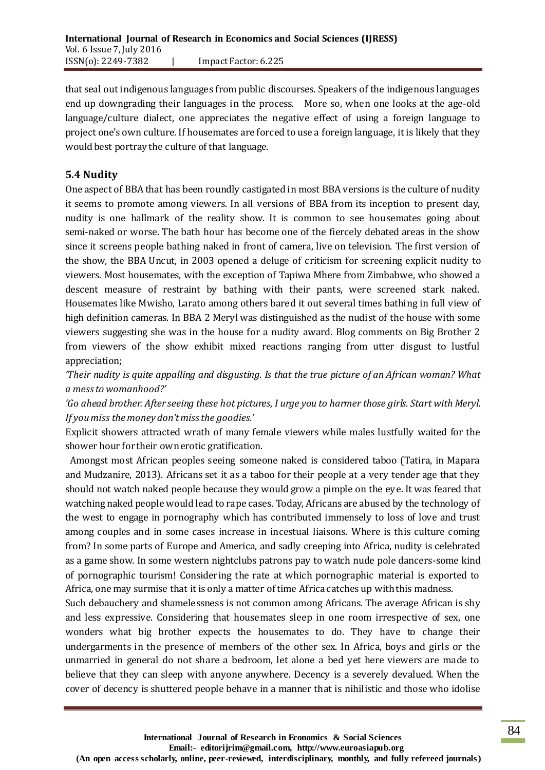that seal out indigenous languages from public discourses. Speakers of the indigenous languages end up downgrading their languages in the process. More so, when one looks at the age-old language/culture dialect, one appreciates the negative effect of using a foreign language to project one's own culture. If housemates are forced to use a foreign language, it is likely that they would best portray the culture of that language.

### 5.4 Nudity

One aspect of BBA that has been roundly castigated in most BBA versions is the culture of nudity it seems to promote among viewers. In all versions of BBA from its inception to present day, nudity is one hallmark of the reality show. It is common to see housemates going about semi-naked or worse. The bath hour has become one of the fiercely debated areas in the show since it screens people bathing naked in front of camera, live on television. The first version of the show, the BBA Uncut, in 2003 opened a deluge of criticism for screening explicit nudity to viewers. Most housemates, with the exception of Tapiwa Mhere from Zimbabwe, who showed a descent measure of restraint by bathing with their pants, were screened stark naked. Housemates like Mwisho, Larato among others bared it out several times bathing in full view of high definition cameras. In BBA 2 Meryl was distinguished as the nudist of the house with some viewers suggesting she was in the house for a nudity award. Blog comments on Big Brother 2 from viewers of the show exhibit mixed reactions ranging from utter disgust to lustful appreciation;

*'Their nudity is quite appalling and disgusting. Is that the true picture of an African woman? What a mess to womanhood?'*

*'Go ahead brother. After seeing these hot pictures, I urge you to harmer those girls. Start with Meryl. If you miss the money don't miss the goodies.'*

Explicit showers attracted wrath of many female viewers while males lustfully waited for the shower hour for their own erotic gratification.

Amongst most African peoples seeing someone naked is considered taboo (Tatira, in Mapara and Mudzanire, 2013). Africans set it as a taboo for their people at a very tender age that they should not watch naked people because they would grow a pimple on the eye. It was feared that watching naked people would lead to rape cases. Today, Africans are abused by the technology of the west to engage in pornography which has contributed immensely to loss of love and trust among couples and in some cases increase in incestual liaisons. Where is this culture coming from? In some parts of Europe and America, and sadly creeping into Africa, nudity is celebrated as a game show. In some western nightclubs patrons pay to watch nude pole dancers-some kind of pornographic tourism! Considering the rate at which pornographic material is exported to Africa, one may surmise that it is only a matter of time Africa catches up with this madness.

Such debauchery and shamelessness is not common among Africans. The average African is shy and less expressive. Considering that housemates sleep in one room irrespective of sex, one wonders what big brother expects the housemates to do. They have to change their undergarments in the presence of members of the other sex. In Africa, boys and girls or the unmarried in general do not share a bedroom, let alone a bed yet here viewers are made to believe that they can sleep with anyone anywhere. Decency is a severely devalued. When the cover of decency is shuttered people behave in a manner that is nihilistic and those who idolise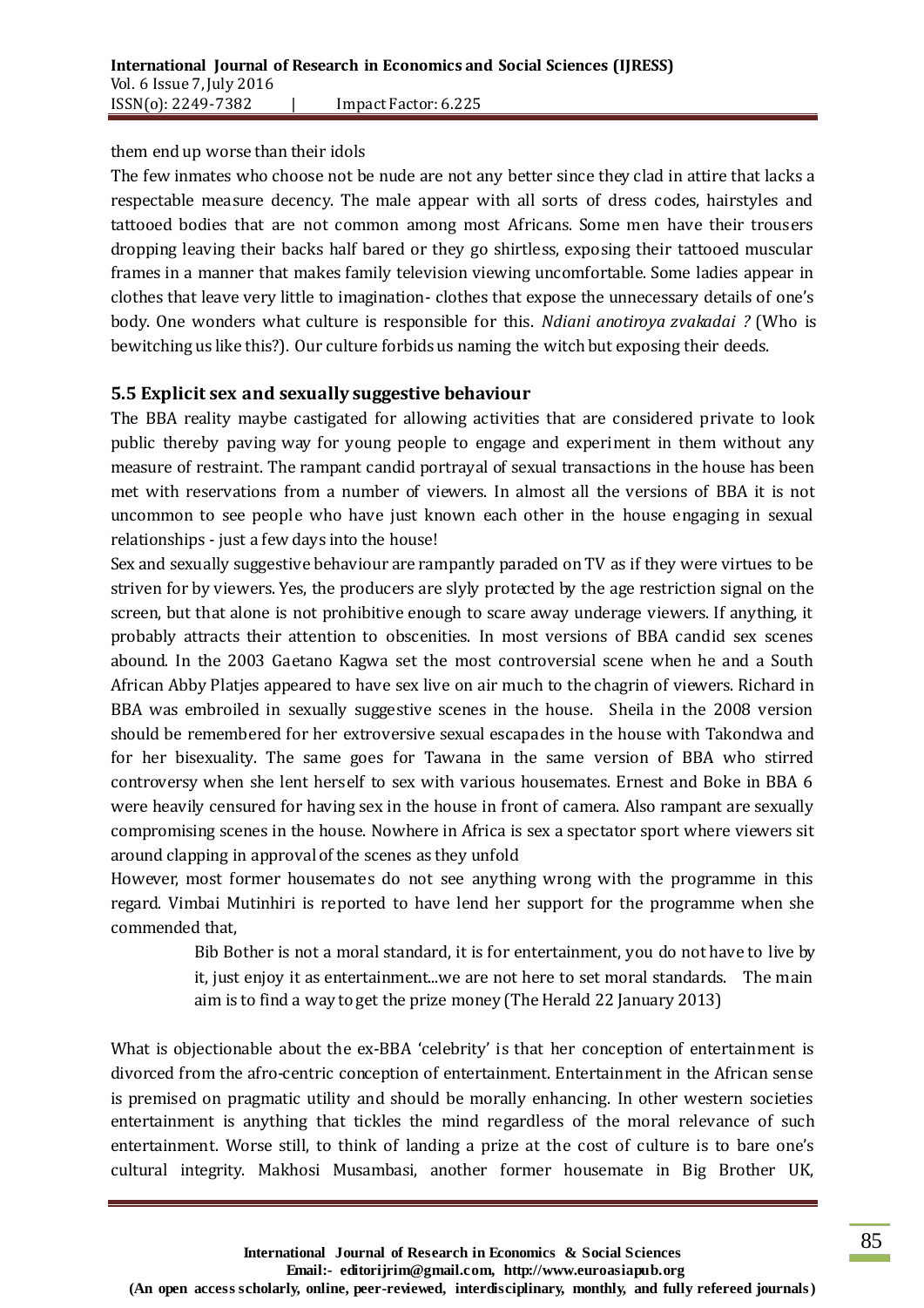them end up worse than their idols

The few inmates who choose not be nude are not any better since they clad in attire that lacks a respectable measure decency. The male appear with all sorts of dress codes, hairstyles and tattooed bodies that are not common among most Africans. Some men have their trousers dropping leaving their backs half bared or they go shirtless, exposing their tattooed muscular frames in a manner that makes family television viewing uncomfortable. Some ladies appear in clothes that leave very little to imagination- clothes that expose the unnecessary details of one's body. One wonders what culture is responsible for this. *Ndiani anotiroya zvakadai ?* (Who is bewitching us like this?). Our culture forbids us naming the witch but exposing their deeds.

### 5.5 Explicit sex and sexually suggestive behaviour

The BBA reality maybe castigated for allowing activities that are considered private to look public thereby paving way for young people to engage and experiment in them without any measure of restraint. The rampant candid portrayal of sexual transactions in the house has been met with reservations from a number of viewers. In almost all the versions of BBA it is not uncommon to see people who have just known each other in the house engaging in sexual relationships - just a few days into the house!

Sex and sexually suggestive behaviour are rampantly paraded on TV as if they were virtues to be striven for by viewers. Yes, the producers are slyly protected by the age restriction signal on the screen, but that alone is not prohibitive enough to scare away underage viewers. If anything, it probably attracts their attention to obscenities. In most versions of BBA candid sex scenes abound. In the 2003 Gaetano Kagwa set the most controversial scene when he and a South African Abby Platjes appeared to have sex live on air much to the chagrin of viewers. Richard in BBA was embroiled in sexually suggestive scenes in the house. Sheila in the 2008 version should be remembered for her extroversive sexual escapades in the house with Takondwa and for her bisexuality. The same goes for Tawana in the same version of BBA who stirred controversy when she lent herself to sex with various housemates. Ernest and Boke in BBA 6 were heavily censured for having sex in the house in front of camera. Also rampant are sexually compromising scenes in the house. Nowhere in Africa is sex a spectator sport where viewers sit around clapping in approval of the scenes as they unfold

However, most former housemates do not see anything wrong with the programme in this regard. Vimbai Mutinhiri is reported to have lend her support for the programme when she commended that,

> Bib Bother is not a moral standard, it is for entertainment, you do not have to live by it, just enjoy it as entertainment...we are not here to set moral standards. The main aim is to find a way to get the prize money (The Herald 22 January 2013)

What is objectionable about the ex-BBA 'celebrity' is that her conception of entertainment is divorced from the afro-centric conception of entertainment. Entertainment in the African sense is premised on pragmatic utility and should be morally enhancing. In other western societies entertainment is anything that tickles the mind regardless of the moral relevance of such entertainment. Worse still, to think of landing a prize at the cost of culture is to bare one's cultural integrity. Makhosi Musambasi, another former housemate in Big Brother UK,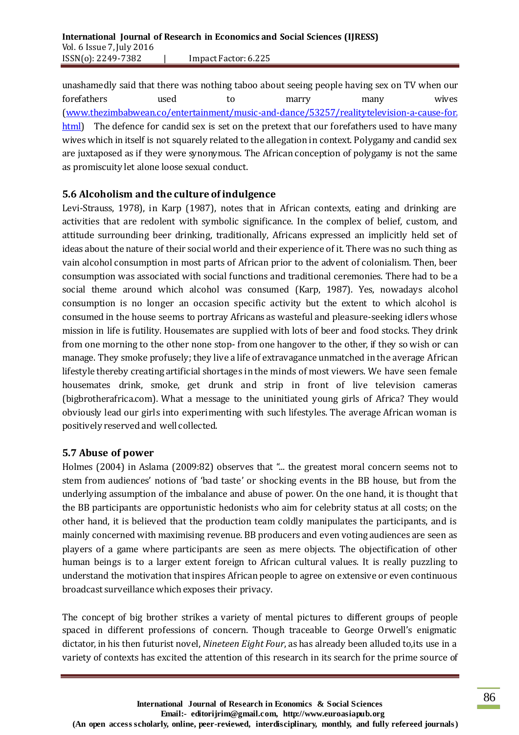unashamedly said that there was nothing taboo about seeing people having sex on TV when our forefathers used to marry many wives ([www.thezimbabwean.co/entertainment/music-and-dance/53257/realitytelevision-a-cause-for.html](www.thezimbabwean.co/entertainment/music-and-dance/53257/realitytelevision-a-cause-for.html)) The defence for candid sex is set on the pretext that our forefathers used to have many wives which in itself is not squarely related to the allegation in context. Polygamy and candid sex are juxtaposed as if they were synonymous. The African conception of polygamy is not the same as promiscuity let alone loose sexual conduct.

### 5.6 Alcoholism and the culture of indulgence

Levi-Strauss, 1978), in Karp (1987), notes that in African contexts, eating and drinking are activities that are redolent with symbolic significance. In the complex of belief, custom, and attitude surrounding beer drinking, traditionally, Africans expressed an implicitly held set of ideas about the nature of their social world and their experience of it. There was no such thing as vain alcohol consumption in most parts of African prior to the advent of colonialism. Then, beer consumption was associated with social functions and traditional ceremonies. There had to be a social theme around which alcohol was consumed (Karp, 1987). Yes, nowadays alcohol consumption is no longer an occasion specific activity but the extent to which alcohol is consumed in the house seems to portray Africans as wasteful and pleasure-seeking idlers whose mission in life is futility. Housemates are supplied with lots of beer and food stocks. They drink from one morning to the other none stop- from one hangover to the other, if they so wish or can manage. They smoke profusely; they live a life of extravagance unmatched in the average African lifestyle thereby creating artificial shortages in the minds of most viewers. We have seen female housemates drink, smoke, get drunk and strip in front of live television cameras (bigbrotherafrica.com). What a message to the uninitiated young girls of Africa? They would obviously lead our girls into experimenting with such lifestyles. The average African woman is positively reserved and well collected.

### 5.7 Abuse of power

Holmes (2004) in Aslama (2009:82) observes that "... the greatest moral concern seems not to stem from audiences' notions of 'bad taste' or shocking events in the BB house, but from the underlying assumption of the imbalance and abuse of power. On the one hand, it is thought that the BB participants are opportunistic hedonists who aim for celebrity status at all costs; on the other hand, it is believed that the production team coldly manipulates the participants, and is mainly concerned with maximising revenue. BB producers and even voting audiences are seen as players of a game where participants are seen as mere objects. The objectification of other human beings is to a larger extent foreign to African cultural values. It is really puzzling to understand the motivation that inspires African people to agree on extensive or even continuous broadcast surveillance which exposes their privacy.

The concept of big brother strikes a variety of mental pictures to different groups of people spaced in different professions of concern. Though traceable to George Orwell's enigmatic dictator, in his then futurist novel, *Nineteen Eight Four*, as has already been alluded to,its use in a variety of contexts has excited the attention of this research in its search for the prime source of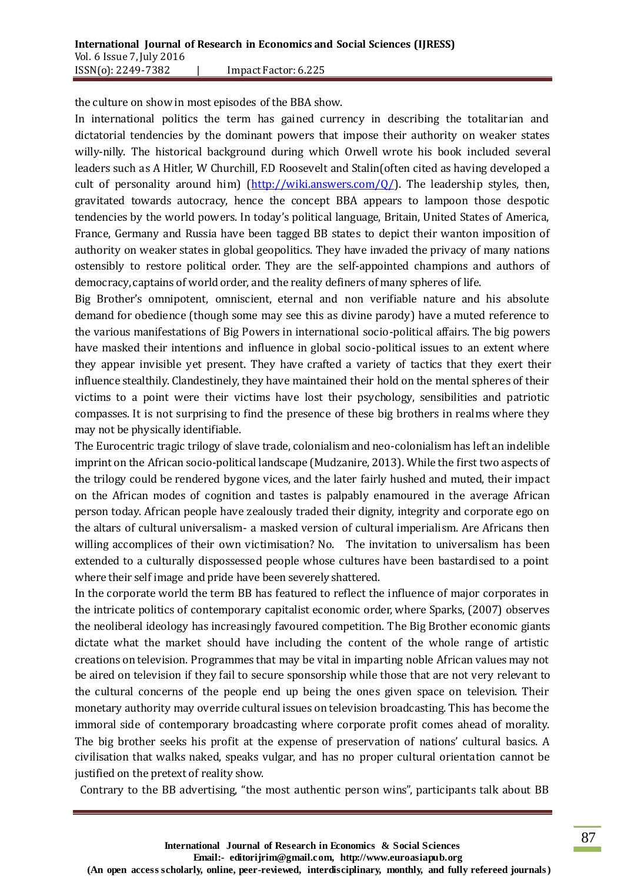the culture on show in most episodes of the BBA show.

In international politics the term has gained currency in describing the totalitarian and dictatorial tendencies by the dominant powers that impose their authority on weaker states willy-nilly. The historical background during which Orwell wrote his book included several leaders such as A Hitler, W Churchill, F.D Roosevelt and Stalin(often cited as having developed a cult of personality around him) (http://wiki.answers.com/Q/). The leadership styles, then, gravitated towards autocracy, hence the concept BBA appears to lampoon those despotic tendencies by the world powers. In today's political language, Britain, United States of America, France, Germany and Russia have been tagged BB states to depict their wanton imposition of authority on weaker states in global geopolitics. They have invaded the privacy of many nations ostensibly to restore political order. They are the self-appointed champions and authors of democracy, captains of world order, and the reality definers of many spheres of life.

Big Brother's omnipotent, omniscient, eternal and non verifiable nature and his absolute demand for obedience (though some may see this as divine parody) have a muted reference to the various manifestations of Big Powers in international socio-political affairs. The big powers have masked their intentions and influence in global socio-political issues to an extent where they appear invisible yet present. They have crafted a variety of tactics that they exert their influence stealthily. Clandestinely, they have maintained their hold on the mental spheres of their victims to a point were their victims have lost their psychology, sensibilities and patriotic compasses. It is not surprising to find the presence of these big brothers in realms where they may not be physically identifiable.

The Eurocentric tragic trilogy of slave trade, colonialism and neo-colonialism has left an indelible imprint on the African socio-political landscape (Mudzanire, 2013). While the first two aspects of the trilogy could be rendered bygone vices, and the later fairly hushed and muted, their impact on the African modes of cognition and tastes is palpably enamoured in the average African person today. African people have zealously traded their dignity, integrity and corporate ego on the altars of cultural universalism- a masked version of cultural imperialism. Are Africans then willing accomplices of their own victimisation? No. The invitation to universalism has been extended to a culturally dispossessed people whose cultures have been bastardised to a point where their self image and pride have been severely shattered.

In the corporate world the term BB has featured to reflect the influence of major corporates in the intricate politics of contemporary capitalist economic order, where Sparks, (2007) observes the neoliberal ideology has increasingly favoured competition. The Big Brother economic giants dictate what the market should have including the content of the whole range of artistic creations on television. Programmes that may be vital in imparting noble African values may not be aired on television if they fail to secure sponsorship while those that are not very relevant to the cultural concerns of the people end up being the ones given space on television. Their monetary authority may override cultural issues on television broadcasting. This has become the immoral side of contemporary broadcasting where corporate profit comes ahead of morality. The big brother seeks his profit at the expense of preservation of nations' cultural basics. A civilisation that walks naked, speaks vulgar, and has no proper cultural orientation cannot be justified on the pretext of reality show.

Contrary to the BB advertising, "the most authentic person wins", participants talk about BB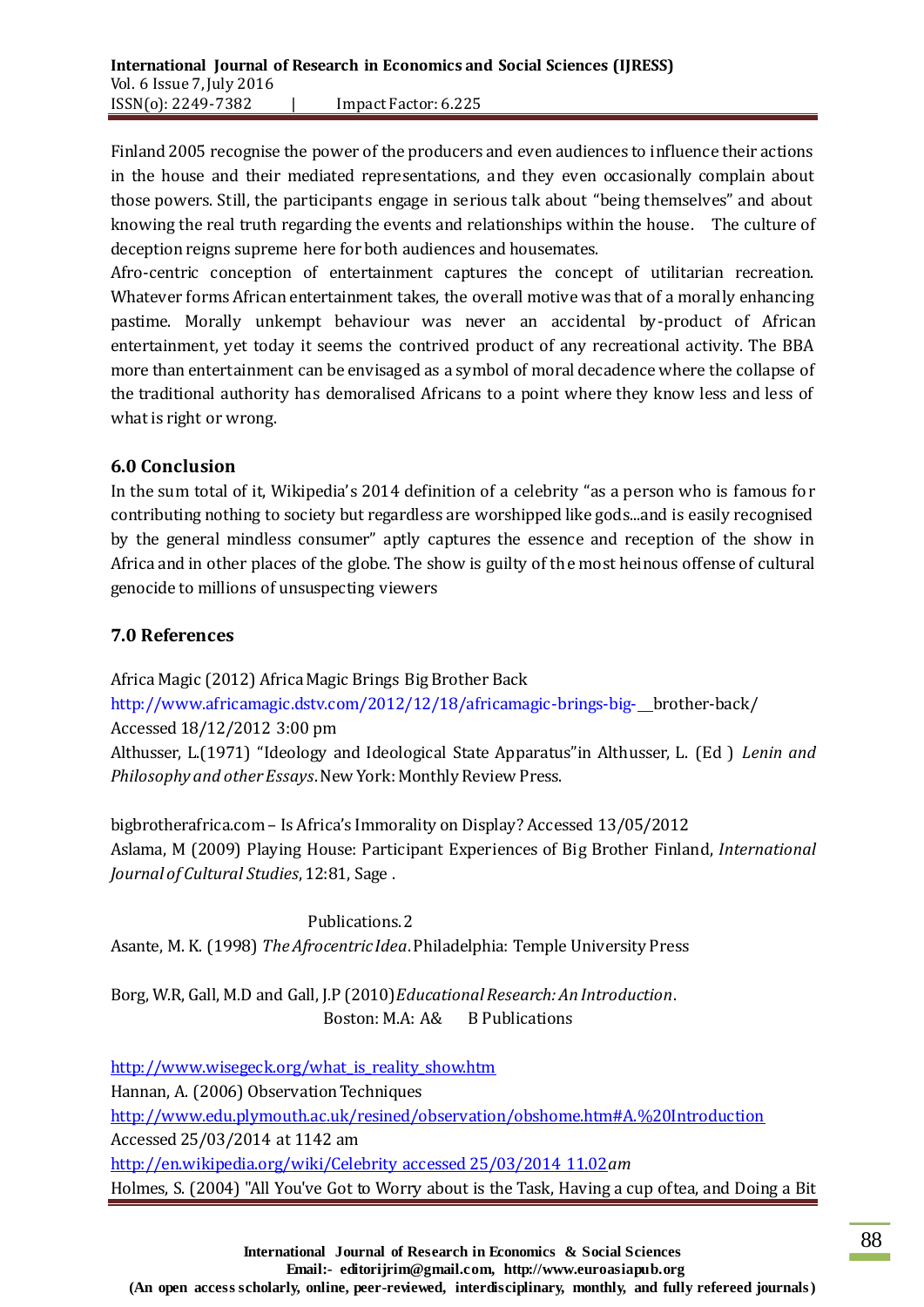Finland 2005 recognise the power of the producers and even audiences to influence their actions in the house and their mediated representations, and they even occasionally complain about those powers. Still, the participants engage in serious talk about "being themselves" and about knowing the real truth regarding the events and relationships within the house. The culture of deception reigns supreme here for both audiences and housemates.

Afro-centric conception of entertainment captures the concept of utilitarian recreation. Whatever forms African entertainment takes, the overall motive was that of a morally enhancing pastime. Morally unkempt behaviour was never an accidental by-product of African entertainment, yet today it seems the contrived product of any recreational activity. The BBA more than entertainment can be envisaged as a symbol of moral decadence where the collapse of the traditional authority has demoralised Africans to a point where they know less and less of what is right or wrong.

## 6.0 Conclusion

In the sum total of it, Wikipedia's 2014 definition of a celebrity "as a person who is famous for contributing nothing to society but regardless are worshipped like gods...and is easily recognised by the general mindless consumer" aptly captures the essence and reception of the show in Africa and in other places of the globe. The show is guilty of the most heinous offense of cultural genocide to millions of unsuspecting viewers

## 7.0 References

Africa Magic (2012) Africa Magic Brings Big Brother Back
http://www.africamagic.dstv.com/2012/12/18/africamagic-brings-big-__brother-back/
Accessed 18/12/2012 3:00 pm

Althusser, L.(1971) "Ideology and Ideological State Apparatus"in Althusser, L. (Ed ) *Lenin and Philosophy and other Essays*. New York: Monthly Review Press.

bigbrotherafrica.com – Is Africa's Immorality on Display? Accessed 13/05/2012

Aslama, M (2009) Playing House: Participant Experiences of Big Brother Finland, *International Journal of Cultural Studies*, 12:81, Sage .

Publications. 2

Asante, M. K. (1998) *The Afrocentric Idea*. Philadelphia: Temple University Press

Borg, W.R, Gall, M.D and Gall, J.P (2010) *Educational Research: An Introduction*. Boston: M.A: A& B Publications

http://www.wisegeck.org/what_is_reality_show.htm

Hannan, A. (2006) Observation Techniques
http://www.edu.plymouth.ac.uk/resined/observation/obshome.htm#A.%20Introduction
Accessed 25/03/2014 at 1142 am

http://en.wikipedia.org/wiki/Celebrity accessed 25/03/2014 11.02*am*

Holmes, S. (2004) "All You've Got to Worry about is the Task, Having a cup oftea, and Doing a Bit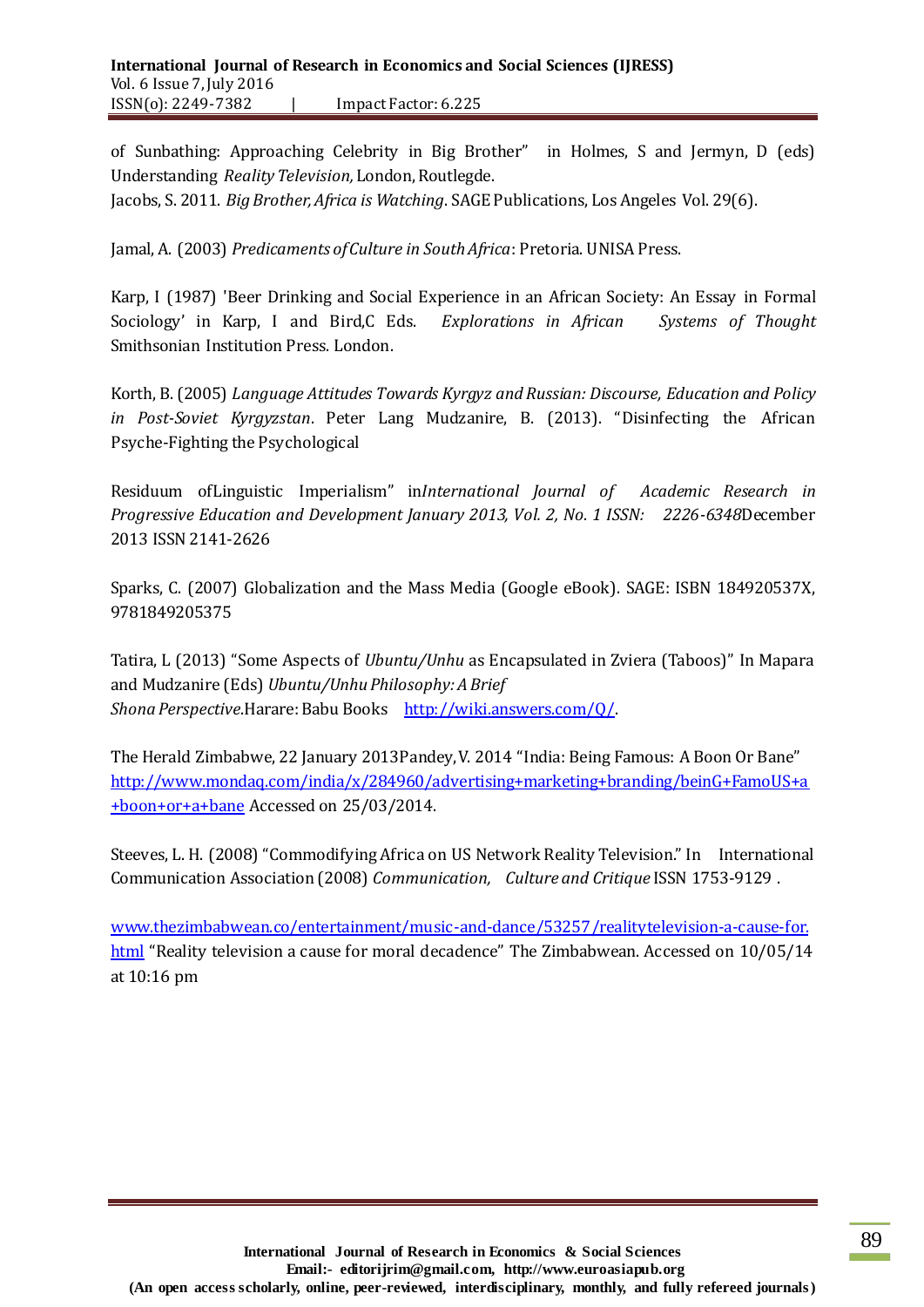of Sunbathing: Approaching Celebrity in Big Brother" in Holmes, S and Jermyn, D (eds) Understanding *Reality Television,* London, Routlegde.
Jacobs, S. 2011. *Big Brother, Africa is Watching*. SAGE Publications, Los Angeles Vol. 29(6).

Jamal, A. (2003) *Predicaments of Culture in South Africa*: Pretoria. UNISA Press.

Karp, I (1987) 'Beer Drinking and Social Experience in an African Society: An Essay in Formal Sociology' in Karp, I and Bird,C Eds. *Explorations in African Systems of Thought* Smithsonian Institution Press. London.

Korth, B. (2005) *Language Attitudes Towards Kyrgyz and Russian: Discourse, Education and Policy in Post-Soviet Kyrgyzstan*. Peter Lang Mudzanire, B. (2013). "Disinfecting the African Psyche-Fighting the Psychological

Residuum ofLinguistic Imperialism" in*International Journal of Academic Research in Progressive Education and Development January 2013, Vol. 2, No. 1 ISSN: 2226-6348*December 2013 ISSN 2141-2626

Sparks, C. (2007) Globalization and the Mass Media (Google eBook). SAGE: ISBN 184920537X, 9781849205375

Tatira, L (2013) "Some Aspects of *Ubuntu/Unhu* as Encapsulated in Zviera (Taboos)" In Mapara and Mudzanire (Eds) *Ubuntu/Unhu Philosophy: A Brief Shona Perspective*.Harare: Babu Books http://wiki.answers.com/Q/.

The Herald Zimbabwe, 22 January 2013Pandey, V. 2014 "India: Being Famous: A Boon Or Bane" http://www.mondaq.com/india/x/284960/advertising+marketing+branding/beinG+FamoUS+a+boon+or+a+bane Accessed on 25/03/2014.

Steeves, L. H. (2008) "Commodifying Africa on US Network Reality Television." In International Communication Association (2008) *Communication, Culture and Critique* ISSN 1753-9129 .

www.thezimbabwean.co/entertainment/music-and-dance/53257/realitytelevision-a-cause-for.html "Reality television a cause for moral decadence" The Zimbabwean. Accessed on 10/05/14 at 10:16 pm